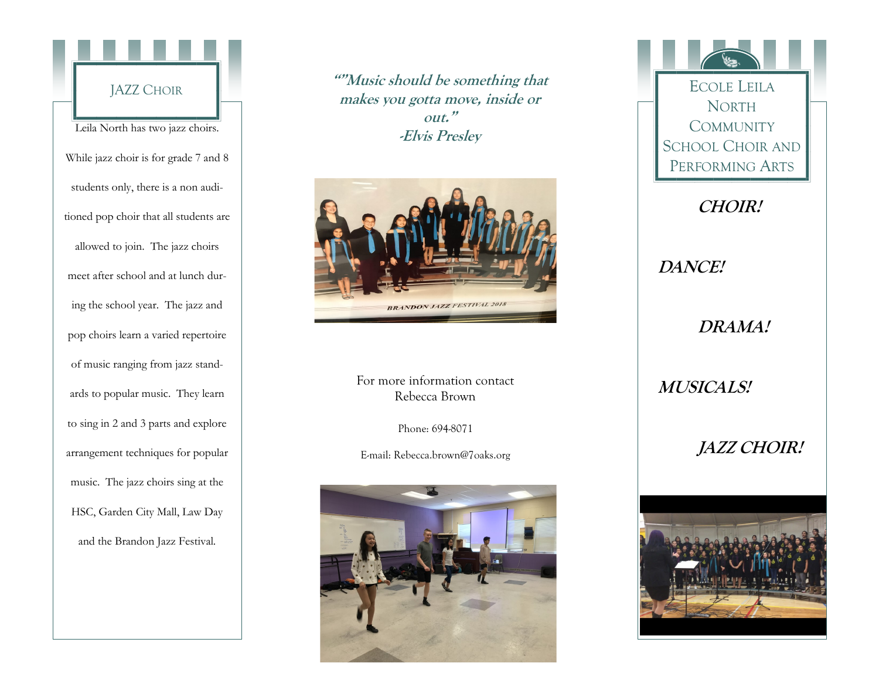## JAZZ CHOIR

Leila North has two jazz choirs. While jazz choir is for grade 7 and 8 students only, there is a non auditioned pop choir that all students are allowed to join. The jazz choirs meet after school and at lunch during the school year. The jazz and pop choirs learn a varied repertoire of music ranging from jazz standards to popular music. They learn to sing in 2 and 3 parts and explore arrangement techniques for popular music. The jazz choirs sing at the HSC, Garden City Mall, Law Day and the Brandon Jazz Festival.

***“”Music should be something that makes you gotta move, inside or out.”***
***-Elvis Presley***

BRANDON JAZZ FESTIVAL 2018

For more information contact
Rebecca Brown

Phone: 694-8071

E-mail: Rebecca.brown@7oaks.org

# ECOLE LEILA NORTH COMMUNITY SCHOOL CHOIR AND PERFORMING ARTS

***CHOIR!***

***DANCE!***

***DRAMA!***

***MUSICALS!***

***JAZZ CHOIR!***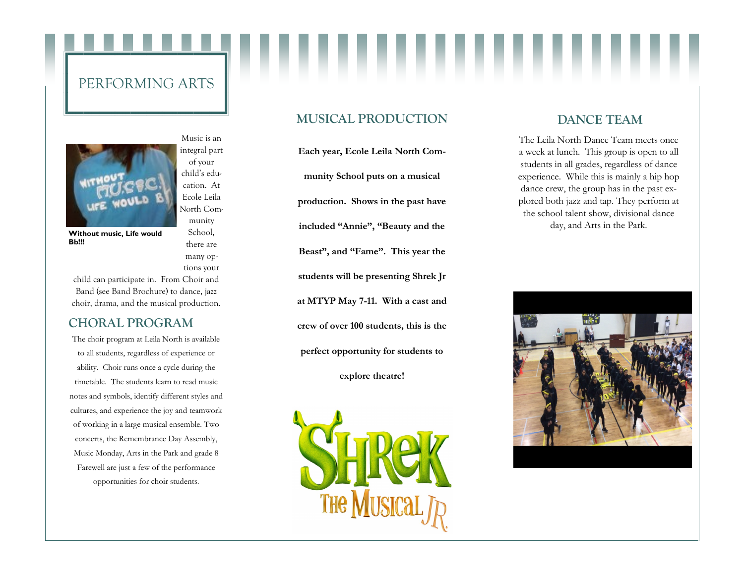# PERFORMING ARTS

Without music, Life would Bb!!!

Music is an integral part of your child's education. At Ecole Leila North Community School, there are many options your child can participate in. From Choir and Band (see Band Brochure) to dance, jazz choir, drama, and the musical production.

## CHORAL PROGRAM

The choir program at Leila North is available to all students, regardless of experience or ability. Choir runs once a cycle during the timetable. The students learn to read music notes and symbols, identify different styles and cultures, and experience the joy and teamwork of working in a large musical ensemble. Two concerts, the Remembrance Day Assembly, Music Monday, Arts in the Park and grade 8 Farewell are just a few of the performance opportunities for choir students.

## MUSICAL PRODUCTION

**Each year, Ecole Leila North Community School puts on a musical production. Shows in the past have included "Annie", "Beauty and the Beast", and "Fame". This year the students will be presenting Shrek Jr at MTYP May 7-11. With a cast and crew of over 100 students, this is the perfect opportunity for students to explore theatre!**

## DANCE TEAM

The Leila North Dance Team meets once a week at lunch. This group is open to all students in all grades, regardless of dance experience. While this is mainly a hip hop dance crew, the group has in the past explored both jazz and tap. They perform at the school talent show, divisional dance day, and Arts in the Park.